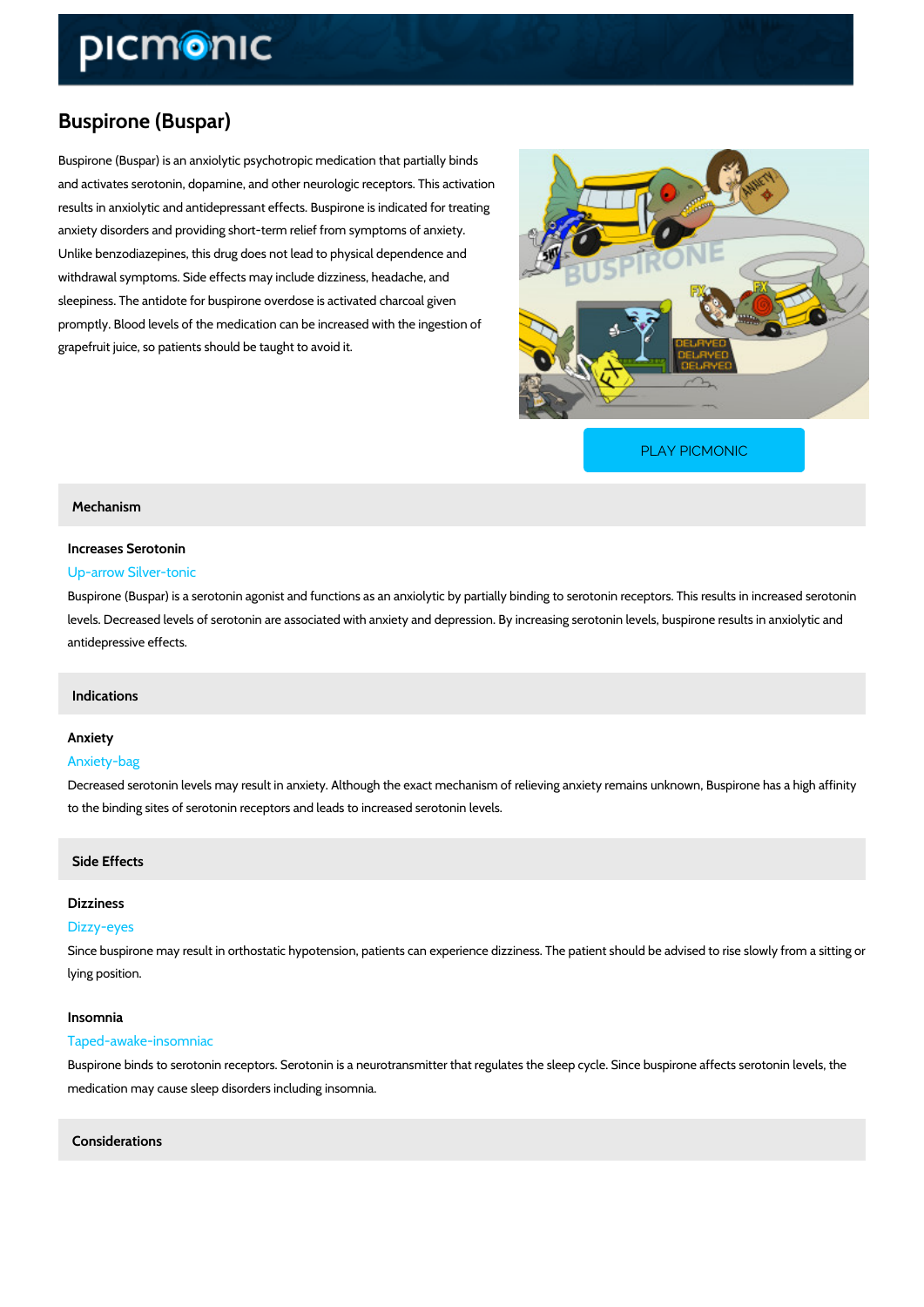# Buspirone (Buspar)

Buspirone (Buspar) is an anxiolytic psychotropic medication that partially binds and activates serotonin, dopamine, and other neurologic receptors. This activation results in anxiolytic and antidepressant effects. Buspirone is indicated for treating anxiety disorders and providing short-term relief from symptoms of anxiety. Unlike benzodiazepines, this drug does not lead to physical dependence and withdrawal symptoms. Side effects may include dizziness, headache, and sleepiness. The antidote for buspirone overdose is activated charcoal given promptly. Blood levels of the medication can be increased with the ingestion of grapefruit juice, so patients should be taught to avoid it.

PLAY PICMONIC

## Mechanism

### Increases Serotonin

Up-arrow Silver-tonic

Buspirone (Buspar) is a serotonin agonist and functions as an anxiolytic by partially binding to serotonin receptors. This results in increased serotonin levels. Decreased levels of serotonin are associated with anxiety and depression. By increasing serotonin levels, buspirone results in anxiolytic and antidepressive effects.

## Indications

### Anxiety

Anxiety-bag

Decreased serotonin levels may result in anxiety. Although the exact mechanism of relieving anxiety remains unknown, Buspirone has a high affinity to the binding sites of serotonin receptors and leads to increased serotonin levels.

## Side Effects

### Dizziness

Dizzy-eyes

Since buspirone may result in orthostatic hypotension, patients can experience dizziness. The patient should be advised to rise slowly from a sitting or lying position.

### Insomnia

Taped-awake-insomniac

Buspirone binds to serotonin receptors. Serotonin is a neurotransmitter that regulates the sleep cycle. Since buspirone affects serotonin levels, the medication may cause sleep disorders including insomnia.

## Considerations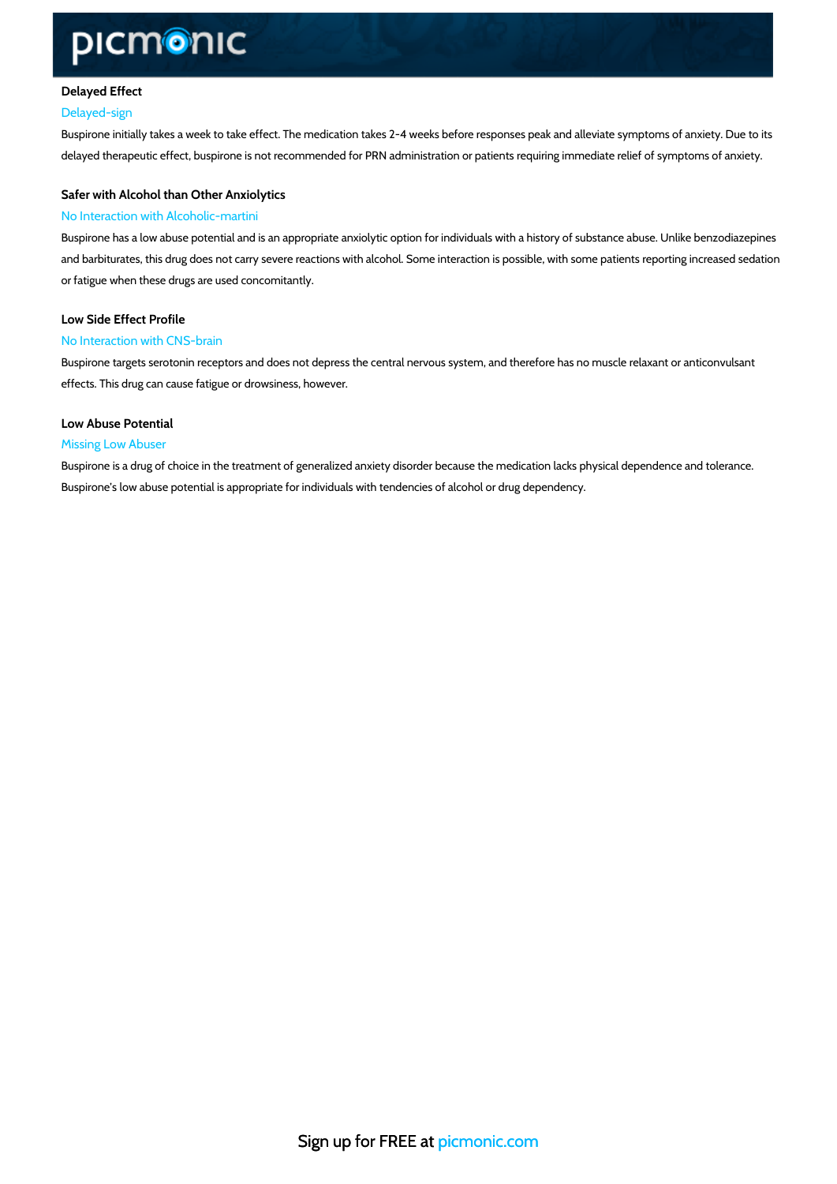### Delayed Effect

Delayed-sign

Buspirone initially takes a week to take effect. The medication takes 2-4 weeks before responses peak and alleviate symptoms of anxiety. Due to its delayed therapeutic effect, buspirone is not recommended for PRN administration or patients requiring immediate relief of symptoms of anxiety.

### Safer with Alcohol than Other Anxiolytics

No Interaction with Alcoholic-martini

Buspirone has a low abuse potential and is an appropriate anxiolytic option for individuals with a history of substance abuse. Unlike benzodiazepines and barbiturates, this drug does not carry severe reactions with alcohol. Some interaction is possible, with some patients reporting increased sedation or fatigue when these drugs are used concomitantly.

### Low Side Effect Profile

No Interaction with CNS-brain

Buspirone targets serotonin receptors and does not depress the central nervous system, and therefore has no muscle relaxant or anticonvulsant effects. This drug can cause fatigue or drowsiness, however.

### Low Abuse Potential

Missing Low Abuser

Buspirone is a drug of choice in the treatment of generalized anxiety disorder because the medication lacks physical dependence and tolerance. Buspirone's low abuse potential is appropriate for individuals with tendencies of alcohol or drug dependency.